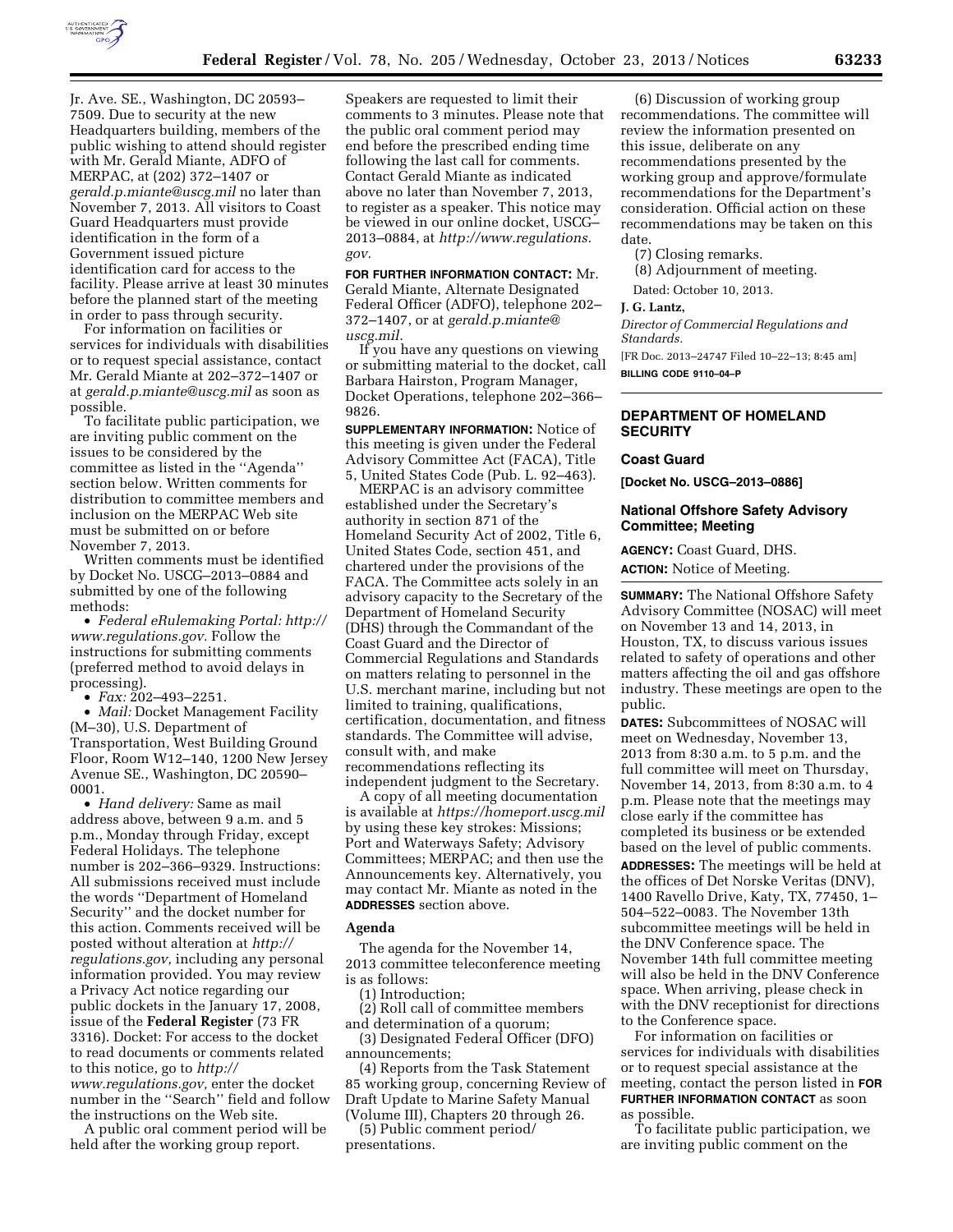Jr. Ave. SE., Washington, DC 20593–7509. Due to security at the new Headquarters building, members of the public wishing to attend should register with Mr. Gerald Miante, ADFO of MERPAC, at (202) 372–1407 or *gerald.p.miante@uscg.mil* no later than November 7, 2013. All visitors to Coast Guard Headquarters must provide identification in the form of a Government issued picture identification card for access to the facility. Please arrive at least 30 minutes before the planned start of the meeting in order to pass through security.

For information on facilities or services for individuals with disabilities or to request special assistance, contact Mr. Gerald Miante at 202–372–1407 or at *gerald.p.miante@uscg.mil* as soon as possible.

To facilitate public participation, we are inviting public comment on the issues to be considered by the committee as listed in the ''Agenda'' section below. Written comments for distribution to committee members and inclusion on the MERPAC Web site must be submitted on or before November 7, 2013.

Written comments must be identified by Docket No. USCG–2013–0884 and submitted by one of the following methods:

- *Federal eRulemaking Portal: http://www.regulations.gov.* Follow the instructions for submitting comments (preferred method to avoid delays in processing).
- *Fax:* 202–493–2251.
- *Mail:* Docket Management Facility (M–30), U.S. Department of Transportation, West Building Ground Floor, Room W12–140, 1200 New Jersey Avenue SE., Washington, DC 20590–0001.
- *Hand delivery:* Same as mail address above, between 9 a.m. and 5 p.m., Monday through Friday, except Federal Holidays. The telephone number is 202–366–9329. Instructions: All submissions received must include the words ''Department of Homeland Security'' and the docket number for this action. Comments received will be posted without alteration at *http://regulations.gov,* including any personal information provided. You may review a Privacy Act notice regarding our public dockets in the January 17, 2008, issue of the **Federal Register** (73 FR 3316). Docket: For access to the docket to read documents or comments related to this notice, go to *http://www.regulations.gov,* enter the docket number in the ''Search'' field and follow the instructions on the Web site.

A public oral comment period will be held after the working group report. Speakers are requested to limit their comments to 3 minutes. Please note that the public oral comment period may end before the prescribed ending time following the last call for comments. Contact Gerald Miante as indicated above no later than November 7, 2013, to register as a speaker. This notice may be viewed in our online docket, USCG–2013–0884, at *http://www.regulations.gov.*

**FOR FURTHER INFORMATION CONTACT:** Mr. Gerald Miante, Alternate Designated Federal Officer (ADFO), telephone 202–372–1407, or at *gerald.p.miante@uscg.mil.*

If you have any questions on viewing or submitting material to the docket, call Barbara Hairston, Program Manager, Docket Operations, telephone 202–366–9826.

**SUPPLEMENTARY INFORMATION:** Notice of this meeting is given under the Federal Advisory Committee Act (FACA), Title 5, United States Code (Pub. L. 92–463).

MERPAC is an advisory committee established under the Secretary's authority in section 871 of the Homeland Security Act of 2002, Title 6, United States Code, section 451, and chartered under the provisions of the FACA. The Committee acts solely in an advisory capacity to the Secretary of the Department of Homeland Security (DHS) through the Commandant of the Coast Guard and the Director of Commercial Regulations and Standards on matters relating to personnel in the U.S. merchant marine, including but not limited to training, qualifications, certification, documentation, and fitness standards. The Committee will advise, consult with, and make recommendations reflecting its independent judgment to the Secretary.

A copy of all meeting documentation is available at *https://homeport.uscg.mil* by using these key strokes: Missions; Port and Waterways Safety; Advisory Committees; MERPAC; and then use the Announcements key. Alternatively, you may contact Mr. Miante as noted in the **ADDRESSES** section above.

## Agenda

The agenda for the November 14, 2013 committee teleconference meeting is as follows:

(1) Introduction;

(2) Roll call of committee members and determination of a quorum;

(3) Designated Federal Officer (DFO) announcements;

(4) Reports from the Task Statement 85 working group, concerning Review of Draft Update to Marine Safety Manual (Volume III), Chapters 20 through 26.

(5) Public comment period/presentations.

(6) Discussion of working group recommendations. The committee will review the information presented on this issue, deliberate on any recommendations presented by the working group and approve/formulate recommendations for the Department's consideration. Official action on these recommendations may be taken on this date.

(7) Closing remarks.

(8) Adjournment of meeting.

Dated: October 10, 2013.

**J. G. Lantz,**

*Director of Commercial Regulations and Standards.*

[FR Doc. 2013–24747 Filed 10–22–13; 8:45 am]

**BILLING CODE 9110–04–P**

---

# DEPARTMENT OF HOMELAND SECURITY

## Coast Guard

**[Docket No. USCG–2013–0886]**

## National Offshore Safety Advisory Committee; Meeting

**AGENCY:** Coast Guard, DHS.

**ACTION:** Notice of Meeting.

**SUMMARY:** The National Offshore Safety Advisory Committee (NOSAC) will meet on November 13 and 14, 2013, in Houston, TX, to discuss various issues related to safety of operations and other matters affecting the oil and gas offshore industry. These meetings are open to the public.

**DATES:** Subcommittees of NOSAC will meet on Wednesday, November 13, 2013 from 8:30 a.m. to 5 p.m. and the full committee will meet on Thursday, November 14, 2013, from 8:30 a.m. to 4 p.m. Please note that the meetings may close early if the committee has completed its business or be extended based on the level of public comments.

**ADDRESSES:** The meetings will be held at the offices of Det Norske Veritas (DNV), 1400 Ravello Drive, Katy, TX, 77450, 1–504–522–0083. The November 13th subcommittee meetings will be held in the DNV Conference space. The November 14th full committee meeting will also be held in the DNV Conference space. When arriving, please check in with the DNV receptionist for directions to the Conference space.

For information on facilities or services for individuals with disabilities or to request special assistance at the meeting, contact the person listed in **FOR FURTHER INFORMATION CONTACT** as soon as possible.

To facilitate public participation, we are inviting public comment on the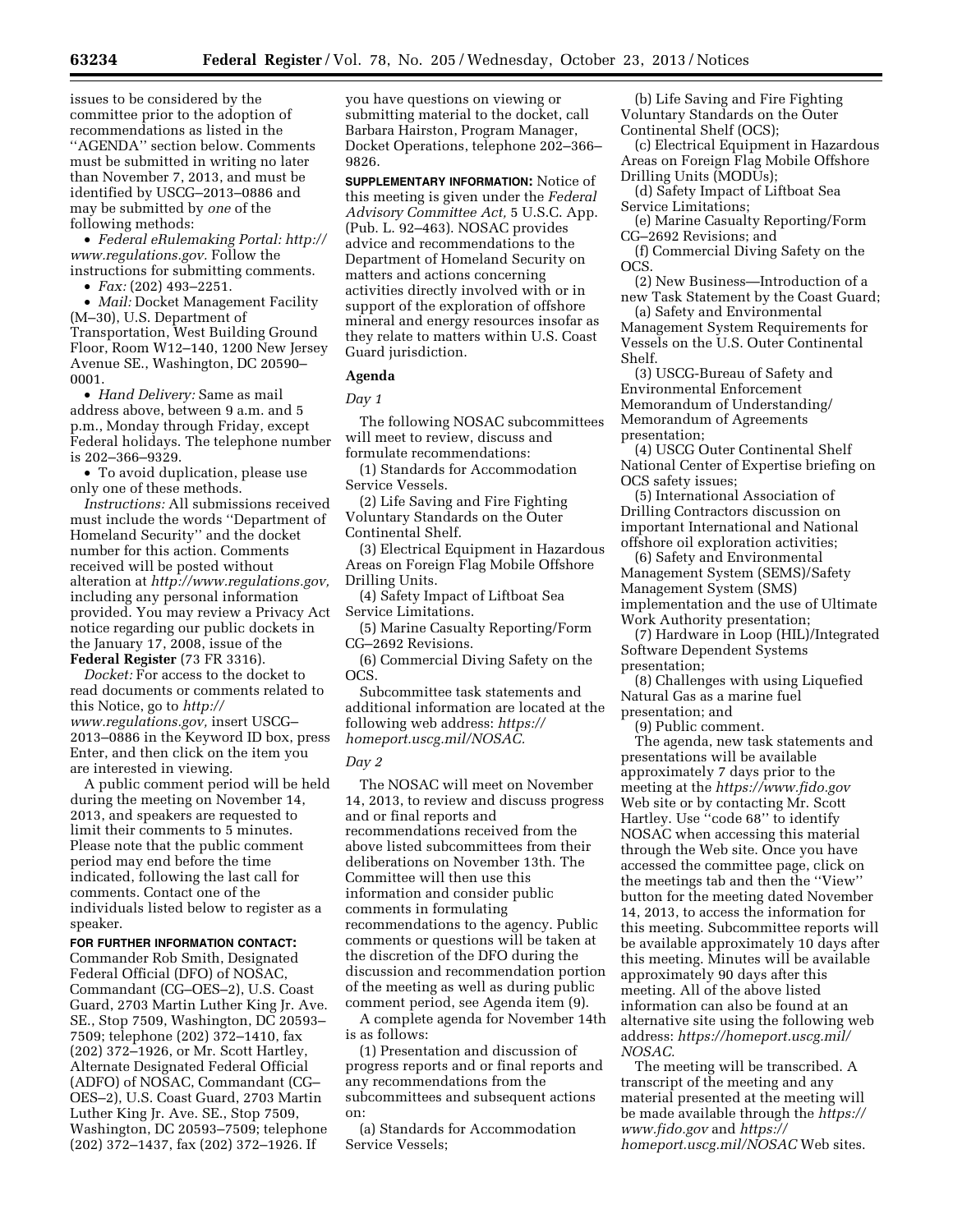issues to be considered by the committee prior to the adoption of recommendations as listed in the ''AGENDA'' section below. Comments must be submitted in writing no later than November 7, 2013, and must be identified by USCG–2013–0886 and may be submitted by *one* of the following methods:

- *Federal eRulemaking Portal: http://www.regulations.gov*. Follow the instructions for submitting comments.
- *Fax:* (202) 493–2251.
- *Mail:* Docket Management Facility (M–30), U.S. Department of Transportation, West Building Ground Floor, Room W12–140, 1200 New Jersey Avenue SE., Washington, DC 20590–0001.
- *Hand Delivery:* Same as mail address above, between 9 a.m. and 5 p.m., Monday through Friday, except Federal holidays. The telephone number is 202–366–9329.
- To avoid duplication, please use only one of these methods.

*Instructions:* All submissions received must include the words ''Department of Homeland Security'' and the docket number for this action. Comments received will be posted without alteration at *http://www.regulations.gov,* including any personal information provided. You may review a Privacy Act notice regarding our public dockets in the January 17, 2008, issue of the **Federal Register** (73 FR 3316).

*Docket:* For access to the docket to read documents or comments related to this Notice, go to *http://www.regulations.gov,* insert USCG–2013–0886 in the Keyword ID box, press Enter, and then click on the item you are interested in viewing.

A public comment period will be held during the meeting on November 14, 2013, and speakers are requested to limit their comments to 5 minutes. Please note that the public comment period may end before the time indicated, following the last call for comments. Contact one of the individuals listed below to register as a speaker.

**FOR FURTHER INFORMATION CONTACT:** Commander Rob Smith, Designated Federal Official (DFO) of NOSAC, Commandant (CG–OES–2), U.S. Coast Guard, 2703 Martin Luther King Jr. Ave. SE., Stop 7509, Washington, DC 20593–7509; telephone (202) 372–1410, fax (202) 372–1926, or Mr. Scott Hartley, Alternate Designated Federal Official (ADFO) of NOSAC, Commandant (CG–OES–2), U.S. Coast Guard, 2703 Martin Luther King Jr. Ave. SE., Stop 7509, Washington, DC 20593–7509; telephone (202) 372–1437, fax (202) 372–1926. If you have questions on viewing or submitting material to the docket, call Barbara Hairston, Program Manager, Docket Operations, telephone 202–366–9826.

**SUPPLEMENTARY INFORMATION:** Notice of this meeting is given under the *Federal Advisory Committee Act,* 5 U.S.C. App. (Pub. L. 92–463). NOSAC provides advice and recommendations to the Department of Homeland Security on matters and actions concerning activities directly involved with or in support of the exploration of offshore mineral and energy resources insofar as they relate to matters within U.S. Coast Guard jurisdiction.

## Agenda

*Day 1*

The following NOSAC subcommittees will meet to review, discuss and formulate recommendations:

(1) Standards for Accommodation Service Vessels.

(2) Life Saving and Fire Fighting Voluntary Standards on the Outer Continental Shelf.

(3) Electrical Equipment in Hazardous Areas on Foreign Flag Mobile Offshore Drilling Units.

(4) Safety Impact of Liftboat Sea Service Limitations.

(5) Marine Casualty Reporting/Form CG–2692 Revisions.

(6) Commercial Diving Safety on the OCS.

Subcommittee task statements and additional information are located at the following web address: *https://homeport.uscg.mil/NOSAC.*

*Day 2*

The NOSAC will meet on November 14, 2013, to review and discuss progress and or final reports and recommendations received from the above listed subcommittees from their deliberations on November 13th. The Committee will then use this information and consider public comments in formulating recommendations to the agency. Public comments or questions will be taken at the discretion of the DFO during the discussion and recommendation portion of the meeting as well as during public comment period, see Agenda item (9).

A complete agenda for November 14th is as follows:

(1) Presentation and discussion of progress reports and or final reports and any recommendations from the subcommittees and subsequent actions on:

(a) Standards for Accommodation Service Vessels;

(b) Life Saving and Fire Fighting Voluntary Standards on the Outer Continental Shelf (OCS);

(c) Electrical Equipment in Hazardous Areas on Foreign Flag Mobile Offshore Drilling Units (MODUs);

(d) Safety Impact of Liftboat Sea Service Limitations;

(e) Marine Casualty Reporting/Form CG–2692 Revisions; and

(f) Commercial Diving Safety on the OCS.

(2) New Business—Introduction of a new Task Statement by the Coast Guard;

(a) Safety and Environmental Management System Requirements for Vessels on the U.S. Outer Continental Shelf.

(3) USCG-Bureau of Safety and Environmental Enforcement Memorandum of Understanding/Memorandum of Agreements presentation;

(4) USCG Outer Continental Shelf National Center of Expertise briefing on OCS safety issues;

(5) International Association of Drilling Contractors discussion on important International and National offshore oil exploration activities;

(6) Safety and Environmental Management System (SEMS)/Safety Management System (SMS) implementation and the use of Ultimate Work Authority presentation;

(7) Hardware in Loop (HIL)/Integrated Software Dependent Systems presentation;

(8) Challenges with using Liquefied Natural Gas as a marine fuel presentation; and

(9) Public comment.

The agenda, new task statements and presentations will be available approximately 7 days prior to the meeting at the *https://www.fido.gov* Web site or by contacting Mr. Scott Hartley. Use ''code 68'' to identify NOSAC when accessing this material through the Web site. Once you have accessed the committee page, click on the meetings tab and then the ''View'' button for the meeting dated November 14, 2013, to access the information for this meeting. Subcommittee reports will be available approximately 10 days after this meeting. Minutes will be available approximately 90 days after this meeting. All of the above listed information can also be found at an alternative site using the following web address: *https://homeport.uscg.mil/NOSAC.*

The meeting will be transcribed. A transcript of the meeting and any material presented at the meeting will be made available through the *https://www.fido.gov* and *https://homeport.uscg.mil/NOSAC* Web sites.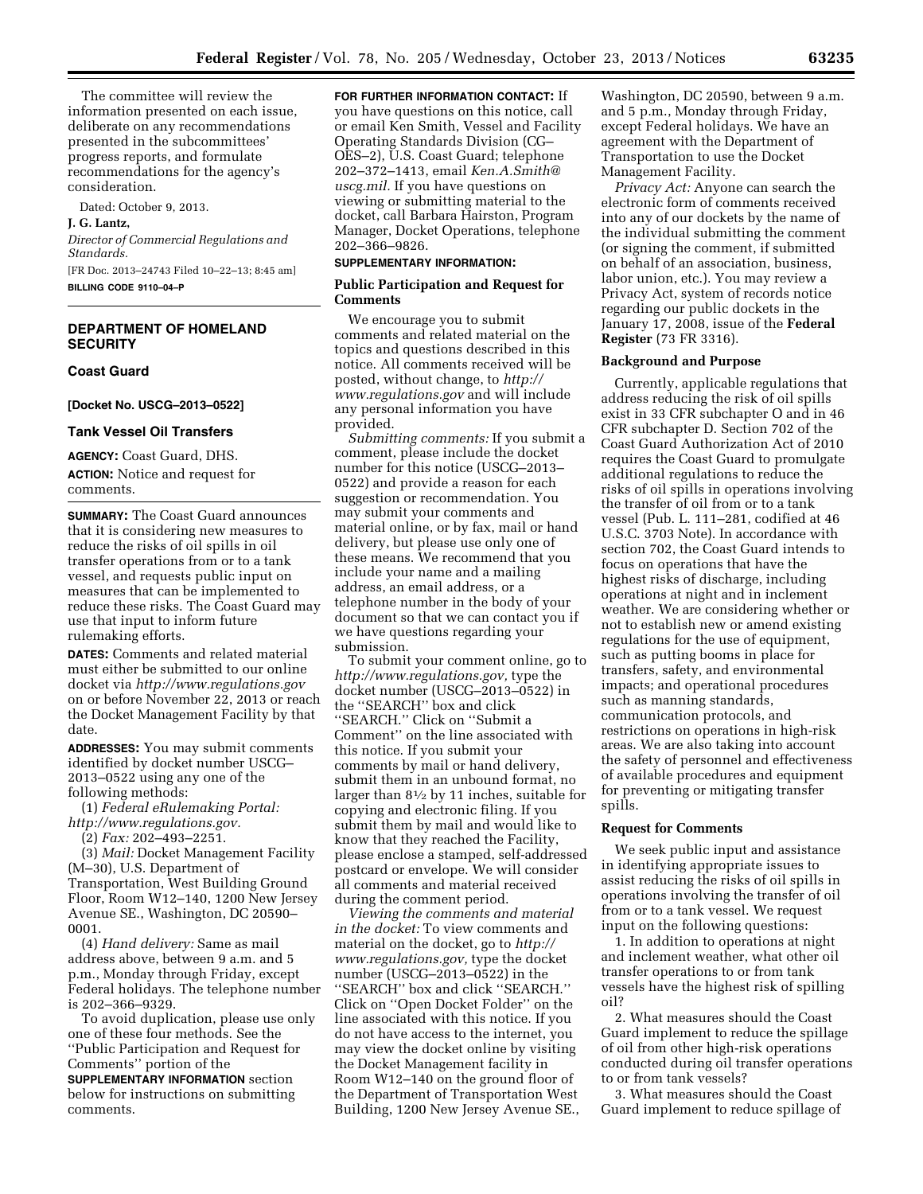The committee will review the information presented on each issue, deliberate on any recommendations presented in the subcommittees' progress reports, and formulate recommendations for the agency's consideration.

Dated: October 9, 2013.

**J. G. Lantz,**

*Director of Commercial Regulations and Standards.*

[FR Doc. 2013–24743 Filed 10–22–13; 8:45 am]

**BILLING CODE 9110–04–P**

## DEPARTMENT OF HOMELAND SECURITY

### Coast Guard

**[Docket No. USCG–2013–0522]**

### Tank Vessel Oil Transfers

**AGENCY:** Coast Guard, DHS.

**ACTION:** Notice and request for comments.

**SUMMARY:** The Coast Guard announces that it is considering new measures to reduce the risks of oil spills in oil transfer operations from or to a tank vessel, and requests public input on measures that can be implemented to reduce these risks. The Coast Guard may use that input to inform future rulemaking efforts.

**DATES:** Comments and related material must either be submitted to our online docket via *http://www.regulations.gov* on or before November 22, 2013 or reach the Docket Management Facility by that date.

**ADDRESSES:** You may submit comments identified by docket number USCG–2013–0522 using any one of the following methods:

(1) *Federal eRulemaking Portal: http://www.regulations.gov.*

(2) *Fax:* 202–493–2251.

(3) *Mail:* Docket Management Facility (M–30), U.S. Department of Transportation, West Building Ground Floor, Room W12–140, 1200 New Jersey Avenue SE., Washington, DC 20590–0001.

(4) *Hand delivery:* Same as mail address above, between 9 a.m. and 5 p.m., Monday through Friday, except Federal holidays. The telephone number is 202–366–9329.

To avoid duplication, please use only one of these four methods. See the "Public Participation and Request for Comments" portion of the **SUPPLEMENTARY INFORMATION** section below for instructions on submitting comments.

**FOR FURTHER INFORMATION CONTACT:** If you have questions on this notice, call or email Ken Smith, Vessel and Facility Operating Standards Division (CG–OES–2), U.S. Coast Guard; telephone 202–372–1413, email *Ken.A.Smith@uscg.mil.* If you have questions on viewing or submitting material to the docket, call Barbara Hairston, Program Manager, Docket Operations, telephone 202–366–9826.

**SUPPLEMENTARY INFORMATION:**

#### Public Participation and Request for Comments

We encourage you to submit comments and related material on the topics and questions described in this notice. All comments received will be posted, without change, to *http://www.regulations.gov* and will include any personal information you have provided.

*Submitting comments:* If you submit a comment, please include the docket number for this notice (USCG–2013–0522) and provide a reason for each suggestion or recommendation. You may submit your comments and material online, or by fax, mail or hand delivery, but please use only one of these means. We recommend that you include your name and a mailing address, an email address, or a telephone number in the body of your document so that we can contact you if we have questions regarding your submission.

To submit your comment online, go to *http://www.regulations.gov,* type the docket number (USCG–2013–0522) in the "SEARCH" box and click "SEARCH." Click on "Submit a Comment" on the line associated with this notice. If you submit your comments by mail or hand delivery, submit them in an unbound format, no larger than 8½ by 11 inches, suitable for copying and electronic filing. If you submit them by mail and would like to know that they reached the Facility, please enclose a stamped, self-addressed postcard or envelope. We will consider all comments and material received during the comment period.

*Viewing the comments and material in the docket:* To view comments and material on the docket, go to *http://www.regulations.gov,* type the docket number (USCG–2013–0522) in the "SEARCH" box and click "SEARCH." Click on "Open Docket Folder" on the line associated with this notice. If you do not have access to the internet, you may view the docket online by visiting the Docket Management facility in Room W12–140 on the ground floor of the Department of Transportation West Building, 1200 New Jersey Avenue SE., Washington, DC 20590, between 9 a.m. and 5 p.m., Monday through Friday, except Federal holidays. We have an agreement with the Department of Transportation to use the Docket Management Facility.

*Privacy Act:* Anyone can search the electronic form of comments received into any of our dockets by the name of the individual submitting the comment (or signing the comment, if submitted on behalf of an association, business, labor union, etc.). You may review a Privacy Act, system of records notice regarding our public dockets in the January 17, 2008, issue of the **Federal Register** (73 FR 3316).

#### Background and Purpose

Currently, applicable regulations that address reducing the risk of oil spills exist in 33 CFR subchapter O and in 46 CFR subchapter D. Section 702 of the Coast Guard Authorization Act of 2010 requires the Coast Guard to promulgate additional regulations to reduce the risks of oil spills in operations involving the transfer of oil from or to a tank vessel (Pub. L. 111–281, codified at 46 U.S.C. 3703 Note). In accordance with section 702, the Coast Guard intends to focus on operations that have the highest risks of discharge, including operations at night and in inclement weather. We are considering whether or not to establish new or amend existing regulations for the use of equipment, such as putting booms in place for transfers, safety, and environmental impacts; and operational procedures such as manning standards, communication protocols, and restrictions on operations in high-risk areas. We are also taking into account the safety of personnel and effectiveness of available procedures and equipment for preventing or mitigating transfer spills.

#### Request for Comments

We seek public input and assistance in identifying appropriate issues to assist reducing the risks of oil spills in operations involving the transfer of oil from or to a tank vessel. We request input on the following questions:

1. In addition to operations at night and inclement weather, what other oil transfer operations to or from tank vessels have the highest risk of spilling oil?

2. What measures should the Coast Guard implement to reduce the spillage of oil from other high-risk operations conducted during oil transfer operations to or from tank vessels?

3. What measures should the Coast Guard implement to reduce spillage of